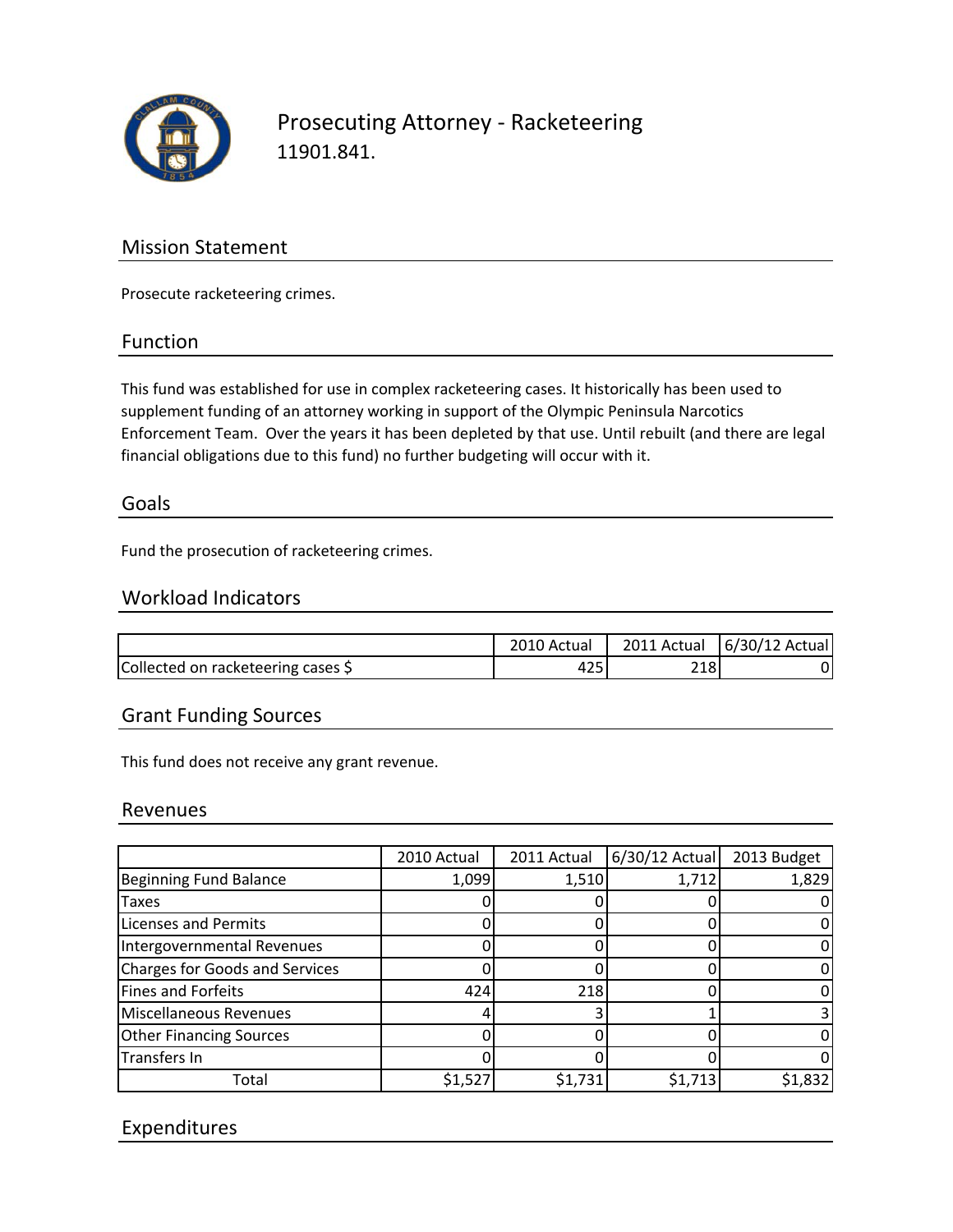# Prosecuting Attorney - Racketeering

11901.841.

## Mission Statement

Prosecute racketeering crimes.

## Function

This fund was established for use in complex racketeering cases. It historically has been used to supplement funding of an attorney working in support of the Olympic Peninsula Narcotics Enforcement Team. Over the years it has been depleted by that use. Until rebuilt (and there are legal financial obligations due to this fund) no further budgeting will occur with it.

## Goals

Fund the prosecution of racketeering crimes.

## Workload Indicators

| | 2010 Actual | 2011 Actual | 6/30/12 Actual |
|---|---|---|---|
| Collected on racketeering cases $ | 425 | 218 | 0 |

## Grant Funding Sources

This fund does not receive any grant revenue.

## Revenues

| | 2010 Actual | 2011 Actual | 6/30/12 Actual | 2013 Budget |
|---|---|---|---|---|
| Beginning Fund Balance | 1,099 | 1,510 | 1,712 | 1,829 |
| Taxes | 0 | 0 | 0 | 0 |
| Licenses and Permits | 0 | 0 | 0 | 0 |
| Intergovernmental Revenues | 0 | 0 | 0 | 0 |
| Charges for Goods and Services | 0 | 0 | 0 | 0 |
| Fines and Forfeits | 424 | 218 | 0 | 0 |
| Miscellaneous Revenues | 4 | 3 | 1 | 3 |
| Other Financing Sources | 0 | 0 | 0 | 0 |
| Transfers In | 0 | 0 | 0 | 0 |
| Total | $1,527 | $1,731 | $1,713 | $1,832 |

## Expenditures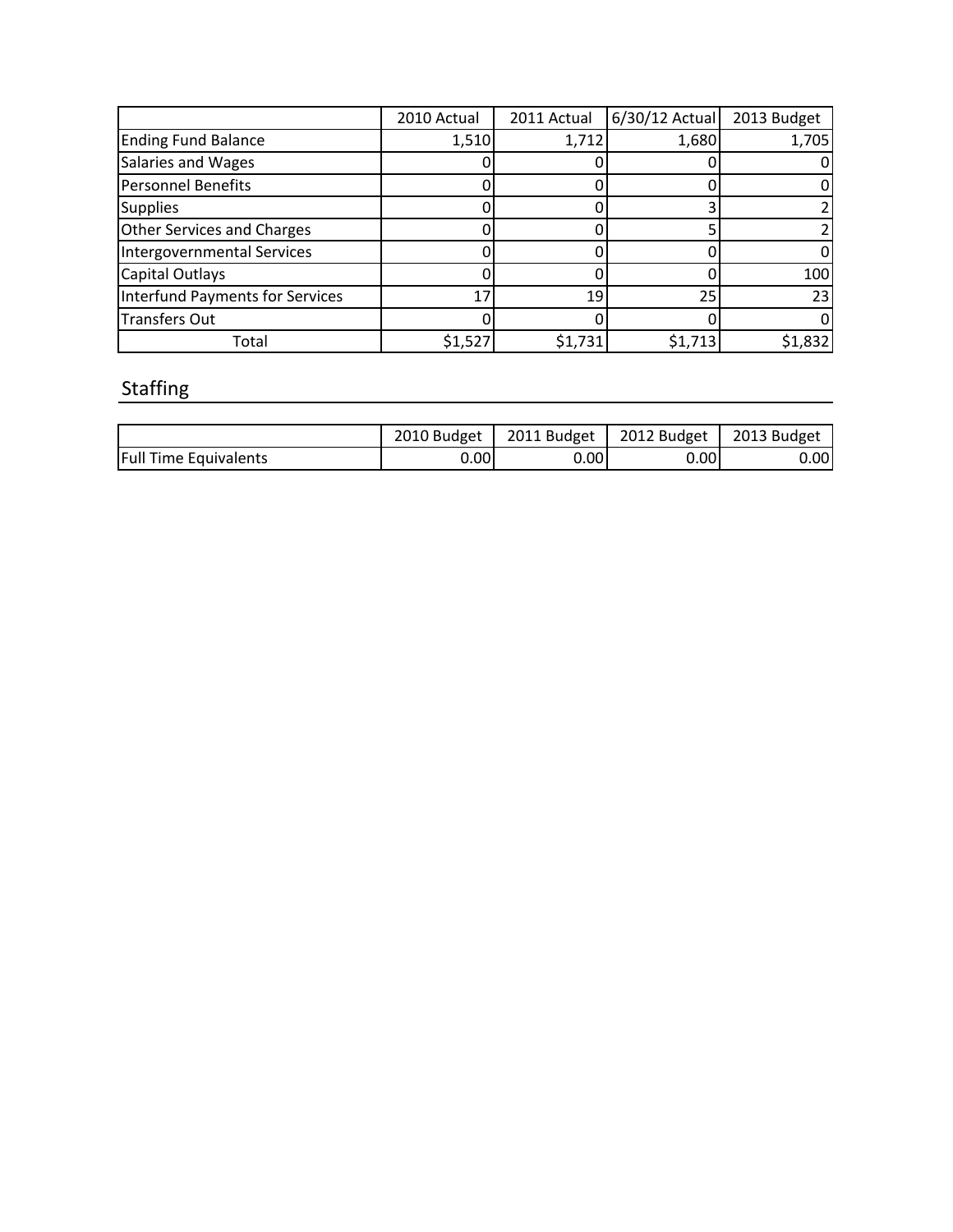| | 2010 Actual | 2011 Actual | 6/30/12 Actual | 2013 Budget |
|---|---|---|---|---|
| Ending Fund Balance | 1,510 | 1,712 | 1,680 | 1,705 |
| Salaries and Wages | 0 | 0 | 0 | 0 |
| Personnel Benefits | 0 | 0 | 0 | 0 |
| Supplies | 0 | 0 | 3 | 2 |
| Other Services and Charges | 0 | 0 | 5 | 2 |
| Intergovernmental Services | 0 | 0 | 0 | 0 |
| Capital Outlays | 0 | 0 | 0 | 100 |
| Interfund Payments for Services | 17 | 19 | 25 | 23 |
| Transfers Out | 0 | 0 | 0 | 0 |
| Total | $1,527 | $1,731 | $1,713 | $1,832 |

## Staffing

| | 2010 Budget | 2011 Budget | 2012 Budget | 2013 Budget |
|---|---|---|---|---|
| Full Time Equivalents | 0.00 | 0.00 | 0.00 | 0.00 |